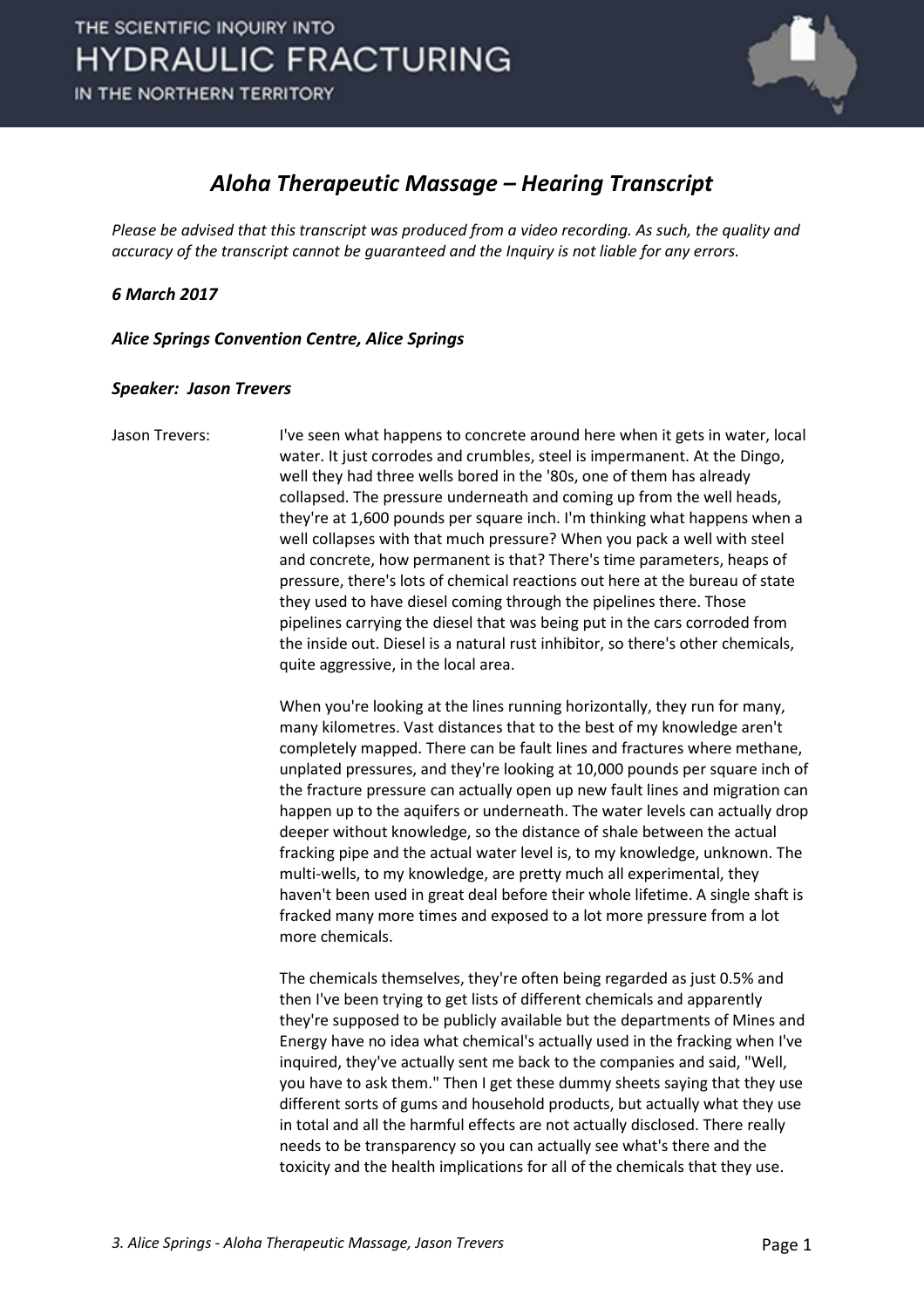THE SCIENTIFIC INQUIRY INTO
HYDRAULIC FRACTURING
IN THE NORTHERN TERRITORY

# *Aloha Therapeutic Massage – Hearing Transcript*

*Please be advised that this transcript was produced from a video recording. As such, the quality and accuracy of the transcript cannot be guaranteed and the Inquiry is not liable for any errors.*

***6 March 2017***

***Alice Springs Convention Centre, Alice Springs***

***Speaker: Jason Trevers***

Jason Trevers: I've seen what happens to concrete around here when it gets in water, local water. It just corrodes and crumbles, steel is impermanent. At the Dingo, well they had three wells bored in the '80s, one of them has already collapsed. The pressure underneath and coming up from the well heads, they're at 1,600 pounds per square inch. I'm thinking what happens when a well collapses with that much pressure? When you pack a well with steel and concrete, how permanent is that? There's time parameters, heaps of pressure, there's lots of chemical reactions out here at the bureau of state they used to have diesel coming through the pipelines there. Those pipelines carrying the diesel that was being put in the cars corroded from the inside out. Diesel is a natural rust inhibitor, so there's other chemicals, quite aggressive, in the local area.

When you're looking at the lines running horizontally, they run for many, many kilometres. Vast distances that to the best of my knowledge aren't completely mapped. There can be fault lines and fractures where methane, unplated pressures, and they're looking at 10,000 pounds per square inch of the fracture pressure can actually open up new fault lines and migration can happen up to the aquifers or underneath. The water levels can actually drop deeper without knowledge, so the distance of shale between the actual fracking pipe and the actual water level is, to my knowledge, unknown. The multi-wells, to my knowledge, are pretty much all experimental, they haven't been used in great deal before their whole lifetime. A single shaft is fracked many more times and exposed to a lot more pressure from a lot more chemicals.

The chemicals themselves, they're often being regarded as just 0.5% and then I've been trying to get lists of different chemicals and apparently they're supposed to be publicly available but the departments of Mines and Energy have no idea what chemical's actually used in the fracking when I've inquired, they've actually sent me back to the companies and said, "Well, you have to ask them." Then I get these dummy sheets saying that they use different sorts of gums and household products, but actually what they use in total and all the harmful effects are not actually disclosed. There really needs to be transparency so you can actually see what's there and the toxicity and the health implications for all of the chemicals that they use.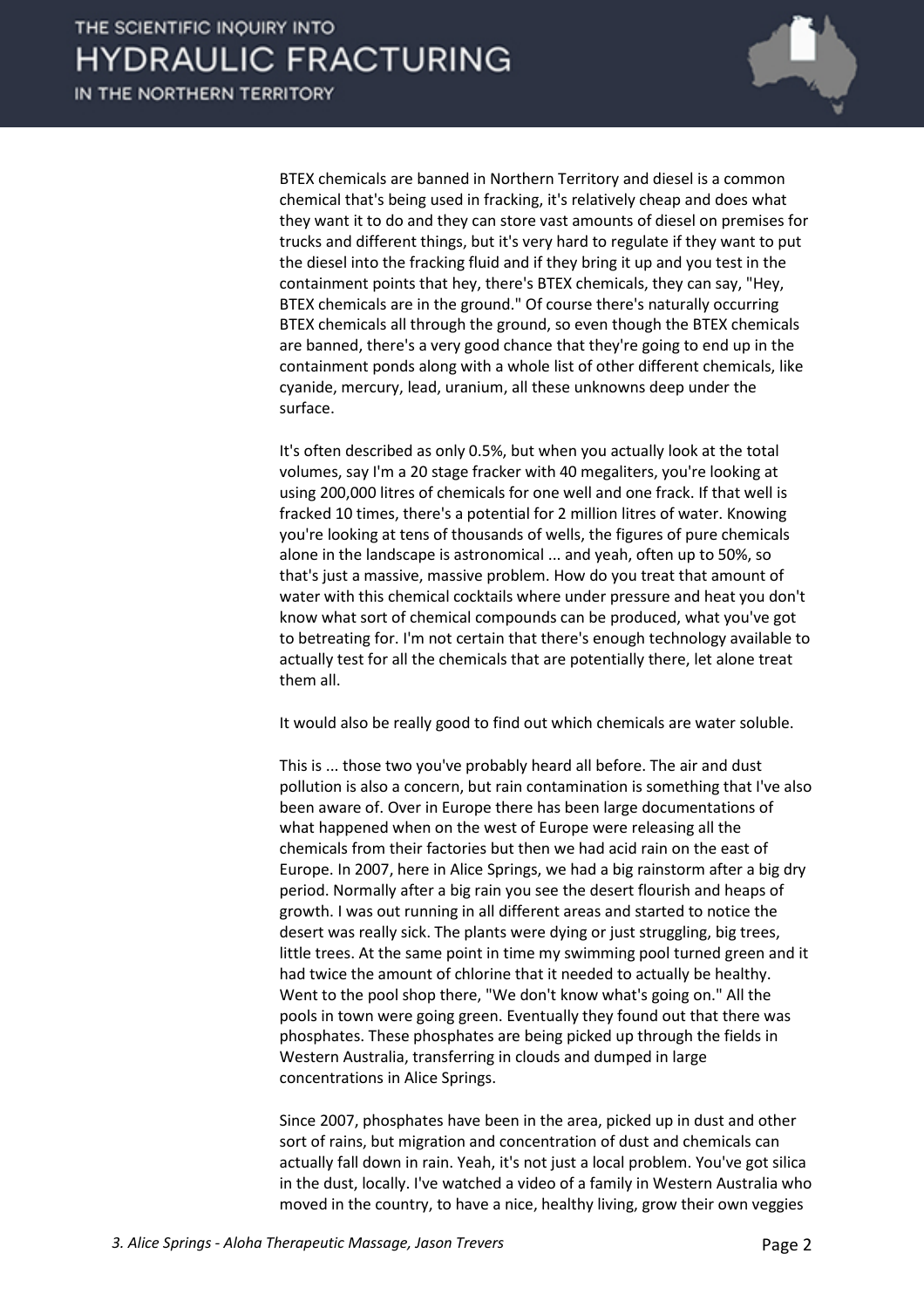BTEX chemicals are banned in Northern Territory and diesel is a common chemical that's being used in fracking, it's relatively cheap and does what they want it to do and they can store vast amounts of diesel on premises for trucks and different things, but it's very hard to regulate if they want to put the diesel into the fracking fluid and if they bring it up and you test in the containment points that hey, there's BTEX chemicals, they can say, "Hey, BTEX chemicals are in the ground." Of course there's naturally occurring BTEX chemicals all through the ground, so even though the BTEX chemicals are banned, there's a very good chance that they're going to end up in the containment ponds along with a whole list of other different chemicals, like cyanide, mercury, lead, uranium, all these unknowns deep under the surface.

It's often described as only 0.5%, but when you actually look at the total volumes, say I'm a 20 stage fracker with 40 megaliters, you're looking at using 200,000 litres of chemicals for one well and one frack. If that well is fracked 10 times, there's a potential for 2 million litres of water. Knowing you're looking at tens of thousands of wells, the figures of pure chemicals alone in the landscape is astronomical ... and yeah, often up to 50%, so that's just a massive, massive problem. How do you treat that amount of water with this chemical cocktails where under pressure and heat you don't know what sort of chemical compounds can be produced, what you've got to betreating for. I'm not certain that there's enough technology available to actually test for all the chemicals that are potentially there, let alone treat them all.

It would also be really good to find out which chemicals are water soluble.

This is ... those two you've probably heard all before. The air and dust pollution is also a concern, but rain contamination is something that I've also been aware of. Over in Europe there has been large documentations of what happened when on the west of Europe were releasing all the chemicals from their factories but then we had acid rain on the east of Europe. In 2007, here in Alice Springs, we had a big rainstorm after a big dry period. Normally after a big rain you see the desert flourish and heaps of growth. I was out running in all different areas and started to notice the desert was really sick. The plants were dying or just struggling, big trees, little trees. At the same point in time my swimming pool turned green and it had twice the amount of chlorine that it needed to actually be healthy. Went to the pool shop there, "We don't know what's going on." All the pools in town were going green. Eventually they found out that there was phosphates. These phosphates are being picked up through the fields in Western Australia, transferring in clouds and dumped in large concentrations in Alice Springs.

Since 2007, phosphates have been in the area, picked up in dust and other sort of rains, but migration and concentration of dust and chemicals can actually fall down in rain. Yeah, it's not just a local problem. You've got silica in the dust, locally. I've watched a video of a family in Western Australia who moved in the country, to have a nice, healthy living, grow their own veggies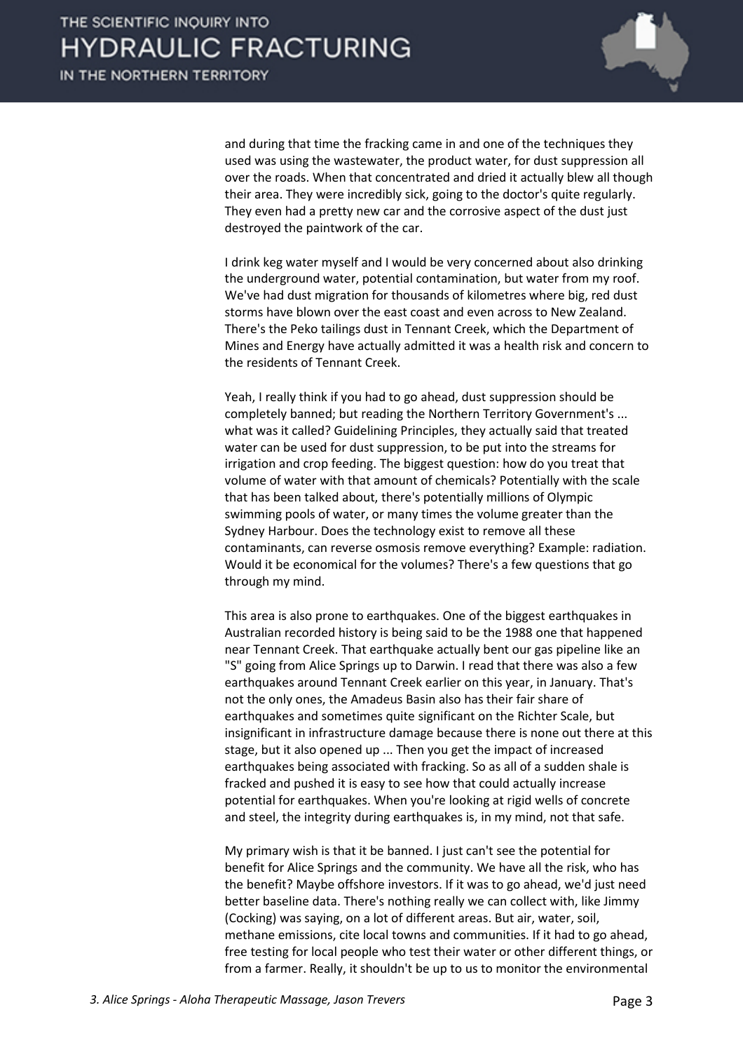and during that time the fracking came in and one of the techniques they used was using the wastewater, the product water, for dust suppression all over the roads. When that concentrated and dried it actually blew all though their area. They were incredibly sick, going to the doctor's quite regularly. They even had a pretty new car and the corrosive aspect of the dust just destroyed the paintwork of the car.

I drink keg water myself and I would be very concerned about also drinking the underground water, potential contamination, but water from my roof. We've had dust migration for thousands of kilometres where big, red dust storms have blown over the east coast and even across to New Zealand. There's the Peko tailings dust in Tennant Creek, which the Department of Mines and Energy have actually admitted it was a health risk and concern to the residents of Tennant Creek.

Yeah, I really think if you had to go ahead, dust suppression should be completely banned; but reading the Northern Territory Government's ... what was it called? Guidelining Principles, they actually said that treated water can be used for dust suppression, to be put into the streams for irrigation and crop feeding. The biggest question: how do you treat that volume of water with that amount of chemicals? Potentially with the scale that has been talked about, there's potentially millions of Olympic swimming pools of water, or many times the volume greater than the Sydney Harbour. Does the technology exist to remove all these contaminants, can reverse osmosis remove everything? Example: radiation. Would it be economical for the volumes? There's a few questions that go through my mind.

This area is also prone to earthquakes. One of the biggest earthquakes in Australian recorded history is being said to be the 1988 one that happened near Tennant Creek. That earthquake actually bent our gas pipeline like an "S" going from Alice Springs up to Darwin. I read that there was also a few earthquakes around Tennant Creek earlier on this year, in January. That's not the only ones, the Amadeus Basin also has their fair share of earthquakes and sometimes quite significant on the Richter Scale, but insignificant in infrastructure damage because there is none out there at this stage, but it also opened up ... Then you get the impact of increased earthquakes being associated with fracking. So as all of a sudden shale is fracked and pushed it is easy to see how that could actually increase potential for earthquakes. When you're looking at rigid wells of concrete and steel, the integrity during earthquakes is, in my mind, not that safe.

My primary wish is that it be banned. I just can't see the potential for benefit for Alice Springs and the community. We have all the risk, who has the benefit? Maybe offshore investors. If it was to go ahead, we'd just need better baseline data. There's nothing really we can collect with, like Jimmy (Cocking) was saying, on a lot of different areas. But air, water, soil, methane emissions, cite local towns and communities. If it had to go ahead, free testing for local people who test their water or other different things, or from a farmer. Really, it shouldn't be up to us to monitor the environmental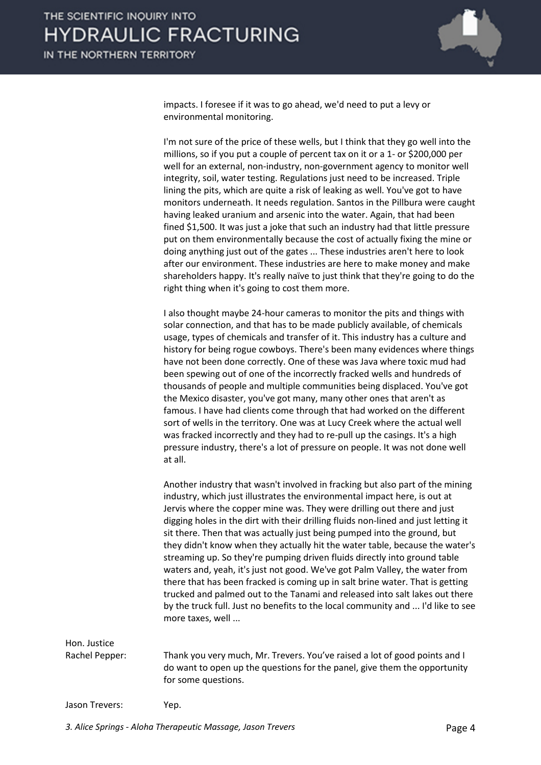impacts. I foresee if it was to go ahead, we'd need to put a levy or environmental monitoring.

I'm not sure of the price of these wells, but I think that they go well into the millions, so if you put a couple of percent tax on it or a 1- or $200,000 per well for an external, non-industry, non-government agency to monitor well integrity, soil, water testing. Regulations just need to be increased. Triple lining the pits, which are quite a risk of leaking as well. You've got to have monitors underneath. It needs regulation. Santos in the Pillbura were caught having leaked uranium and arsenic into the water. Again, that had been fined $1,500. It was just a joke that such an industry had that little pressure put on them environmentally because the cost of actually fixing the mine or doing anything just out of the gates ... These industries aren't here to look after our environment. These industries are here to make money and make shareholders happy. It's really naïve to just think that they're going to do the right thing when it's going to cost them more.

I also thought maybe 24-hour cameras to monitor the pits and things with solar connection, and that has to be made publicly available, of chemicals usage, types of chemicals and transfer of it. This industry has a culture and history for being rogue cowboys. There's been many evidences where things have not been done correctly. One of these was Java where toxic mud had been spewing out of one of the incorrectly fracked wells and hundreds of thousands of people and multiple communities being displaced. You've got the Mexico disaster, you've got many, many other ones that aren't as famous. I have had clients come through that had worked on the different sort of wells in the territory. One was at Lucy Creek where the actual well was fracked incorrectly and they had to re-pull up the casings. It's a high pressure industry, there's a lot of pressure on people. It was not done well at all.

Another industry that wasn't involved in fracking but also part of the mining industry, which just illustrates the environmental impact here, is out at Jervis where the copper mine was. They were drilling out there and just digging holes in the dirt with their drilling fluids non-lined and just letting it sit there. Then that was actually just being pumped into the ground, but they didn't know when they actually hit the water table, because the water's streaming up. So they're pumping driven fluids directly into ground table waters and, yeah, it's just not good. We've got Palm Valley, the water from there that has been fracked is coming up in salt brine water. That is getting trucked and palmed out to the Tanami and released into salt lakes out there by the truck full. Just no benefits to the local community and ... I'd like to see more taxes, well ...

**Hon. Justice Rachel Pepper:** Thank you very much, Mr. Trevers. You've raised a lot of good points and I do want to open up the questions for the panel, give them the opportunity for some questions.

**Jason Trevers:** Yep.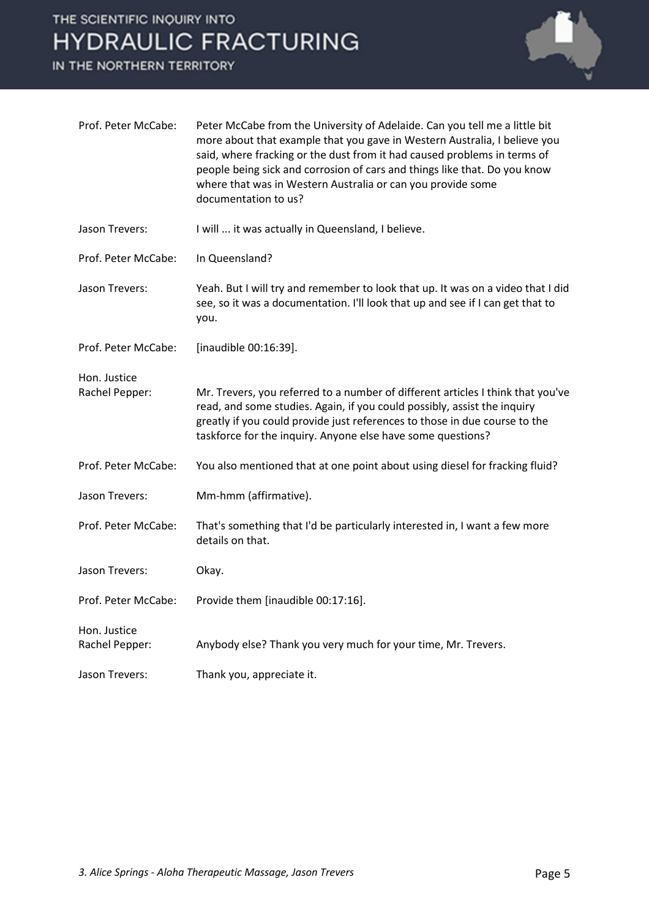**Prof. Peter McCabe:** Peter McCabe from the University of Adelaide. Can you tell me a little bit more about that example that you gave in Western Australia, I believe you said, where fracking or the dust from it had caused problems in terms of people being sick and corrosion of cars and things like that. Do you know where that was in Western Australia or can you provide some documentation to us?

**Jason Trevers:** I will ... it was actually in Queensland, I believe.

**Prof. Peter McCabe:** In Queensland?

**Jason Trevers:** Yeah. But I will try and remember to look that up. It was on a video that I did see, so it was a documentation. I'll look that up and see if I can get that to you.

**Prof. Peter McCabe:** [inaudible 00:16:39].

**Hon. Justice Rachel Pepper:** Mr. Trevers, you referred to a number of different articles I think that you've read, and some studies. Again, if you could possibly, assist the inquiry greatly if you could provide just references to those in due course to the taskforce for the inquiry. Anyone else have some questions?

**Prof. Peter McCabe:** You also mentioned that at one point about using diesel for fracking fluid?

**Jason Trevers:** Mm-hmm (affirmative).

**Prof. Peter McCabe:** That's something that I'd be particularly interested in, I want a few more details on that.

**Jason Trevers:** Okay.

**Prof. Peter McCabe:** Provide them [inaudible 00:17:16].

**Hon. Justice Rachel Pepper:** Anybody else? Thank you very much for your time, Mr. Trevers.

**Jason Trevers:** Thank you, appreciate it.